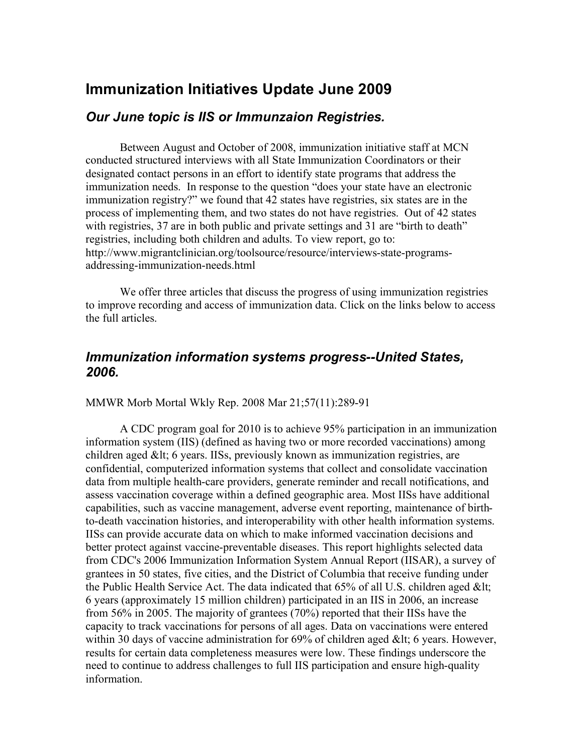# Immunization Initiatives Update June 2009

## *Our June topic is IIS or Immunzaion Registries.*

Between August and October of 2008, immunization initiative staff at MCN conducted structured interviews with all State Immunization Coordinators or their designated contact persons in an effort to identify state programs that address the immunization needs. In response to the question "does your state have an electronic immunization registry?" we found that 42 states have registries, six states are in the process of implementing them, and two states do not have registries. Out of 42 states with registries, 37 are in both public and private settings and 31 are "birth to death" registries, including both children and adults. To view report, go to: http://www.migrantclinician.org/toolsource/resource/interviews-state-programs-addressing-immunization-needs.html

We offer three articles that discuss the progress of using immunization registries to improve recording and access of immunization data. Click on the links below to access the full articles.

## *Immunization information systems progress--United States, 2006.*

MMWR Morb Mortal Wkly Rep. 2008 Mar 21;57(11):289-91

A CDC program goal for 2010 is to achieve 95% participation in an immunization information system (IIS) (defined as having two or more recorded vaccinations) among children aged &lt; 6 years. IISs, previously known as immunization registries, are confidential, computerized information systems that collect and consolidate vaccination data from multiple health-care providers, generate reminder and recall notifications, and assess vaccination coverage within a defined geographic area. Most IISs have additional capabilities, such as vaccine management, adverse event reporting, maintenance of birth-to-death vaccination histories, and interoperability with other health information systems. IISs can provide accurate data on which to make informed vaccination decisions and better protect against vaccine-preventable diseases. This report highlights selected data from CDC's 2006 Immunization Information System Annual Report (IISAR), a survey of grantees in 50 states, five cities, and the District of Columbia that receive funding under the Public Health Service Act. The data indicated that 65% of all U.S. children aged &lt; 6 years (approximately 15 million children) participated in an IIS in 2006, an increase from 56% in 2005. The majority of grantees (70%) reported that their IISs have the capacity to track vaccinations for persons of all ages. Data on vaccinations were entered within 30 days of vaccine administration for 69% of children aged &lt; 6 years. However, results for certain data completeness measures were low. These findings underscore the need to continue to address challenges to full IIS participation and ensure high-quality information.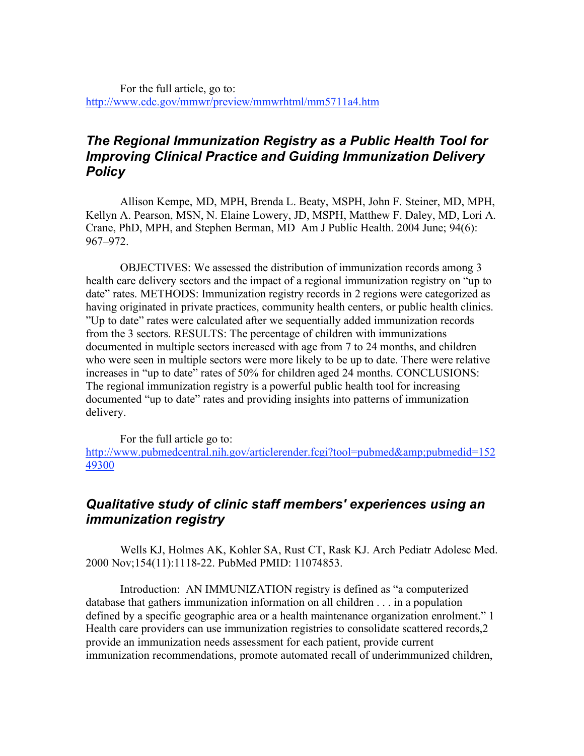For the full article, go to: [http://www.cdc.gov/mmwr/preview/mmwrhtml/mm5711a4.htm](http://www.cdc.gov/mmwr/preview/mmwrhtml/mm5711a4.htm)

## *The Regional Immunization Registry as a Public Health Tool for Improving Clinical Practice and Guiding Immunization Delivery Policy*

Allison Kempe, MD, MPH, Brenda L. Beaty, MSPH, John F. Steiner, MD, MPH, Kellyn A. Pearson, MSN, N. Elaine Lowery, JD, MSPH, Matthew F. Daley, MD, Lori A. Crane, PhD, MPH, and Stephen Berman, MD Am J Public Health. 2004 June; 94(6): 967–972.

OBJECTIVES: We assessed the distribution of immunization records among 3 health care delivery sectors and the impact of a regional immunization registry on "up to date" rates. METHODS: Immunization registry records in 2 regions were categorized as having originated in private practices, community health centers, or public health clinics. "Up to date" rates were calculated after we sequentially added immunization records from the 3 sectors. RESULTS: The percentage of children with immunizations documented in multiple sectors increased with age from 7 to 24 months, and children who were seen in multiple sectors were more likely to be up to date. There were relative increases in "up to date" rates of 50% for children aged 24 months. CONCLUSIONS: The regional immunization registry is a powerful public health tool for increasing documented "up to date" rates and providing insights into patterns of immunization delivery.

For the full article go to: [http://www.pubmedcentral.nih.gov/articlerender.fcgi?tool=pubmed&amp;pubmedid=15249300](http://www.pubmedcentral.nih.gov/articlerender.fcgi?tool=pubmed&amp;pubmedid=15249300)

## *Qualitative study of clinic staff members' experiences using an immunization registry*

Wells KJ, Holmes AK, Kohler SA, Rust CT, Rask KJ. Arch Pediatr Adolesc Med. 2000 Nov;154(11):1118-22. PubMed PMID: 11074853.

Introduction: AN IMMUNIZATION registry is defined as "a computerized database that gathers immunization information on all children . . . in a population defined by a specific geographic area or a health maintenance organization enrolment." 1 Health care providers can use immunization registries to consolidate scattered records,2 provide an immunization needs assessment for each patient, provide current immunization recommendations, promote automated recall of underimmunized children,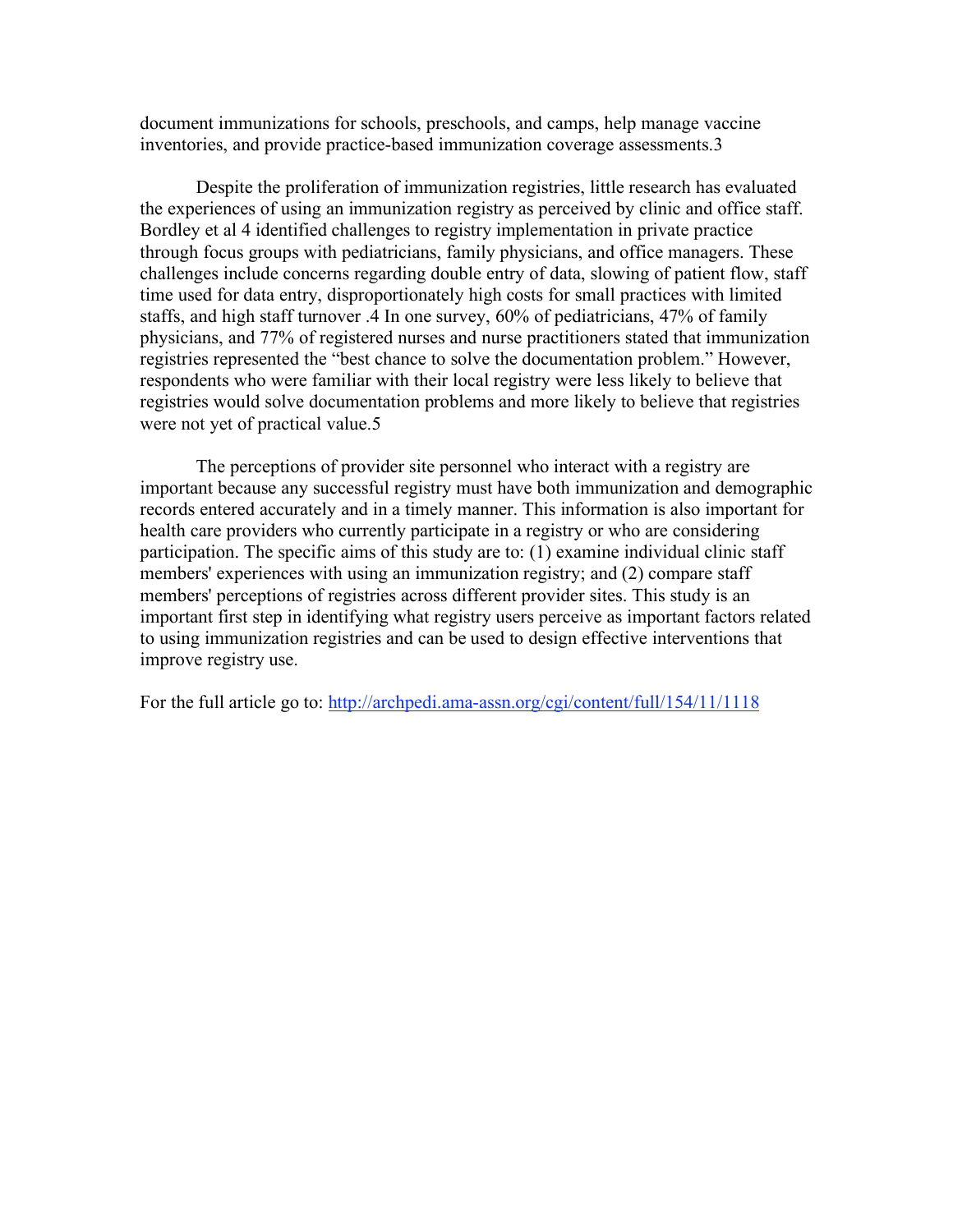document immunizations for schools, preschools, and camps, help manage vaccine inventories, and provide practice-based immunization coverage assessments.[3]

Despite the proliferation of immunization registries, little research has evaluated the experiences of using an immunization registry as perceived by clinic and office staff. Bordley et al [4] identified challenges to registry implementation in private practice through focus groups with pediatricians, family physicians, and office managers. These challenges include concerns regarding double entry of data, slowing of patient flow, staff time used for data entry, disproportionately high costs for small practices with limited staffs, and high staff turnover .[4] In one survey, 60% of pediatricians, 47% of family physicians, and 77% of registered nurses and nurse practitioners stated that immunization registries represented the "best chance to solve the documentation problem." However, respondents who were familiar with their local registry were less likely to believe that registries would solve documentation problems and more likely to believe that registries were not yet of practical value.[5]

The perceptions of provider site personnel who interact with a registry are important because any successful registry must have both immunization and demographic records entered accurately and in a timely manner. This information is also important for health care providers who currently participate in a registry or who are considering participation. The specific aims of this study are to: (1) examine individual clinic staff members' experiences with using an immunization registry; and (2) compare staff members' perceptions of registries across different provider sites. This study is an important first step in identifying what registry users perceive as important factors related to using immunization registries and can be used to design effective interventions that improve registry use.

For the full article go to: [http://archpedi.ama-assn.org/cgi/content/full/154/11/1118](http://archpedi.ama-assn.org/cgi/content/full/154/11/1118)